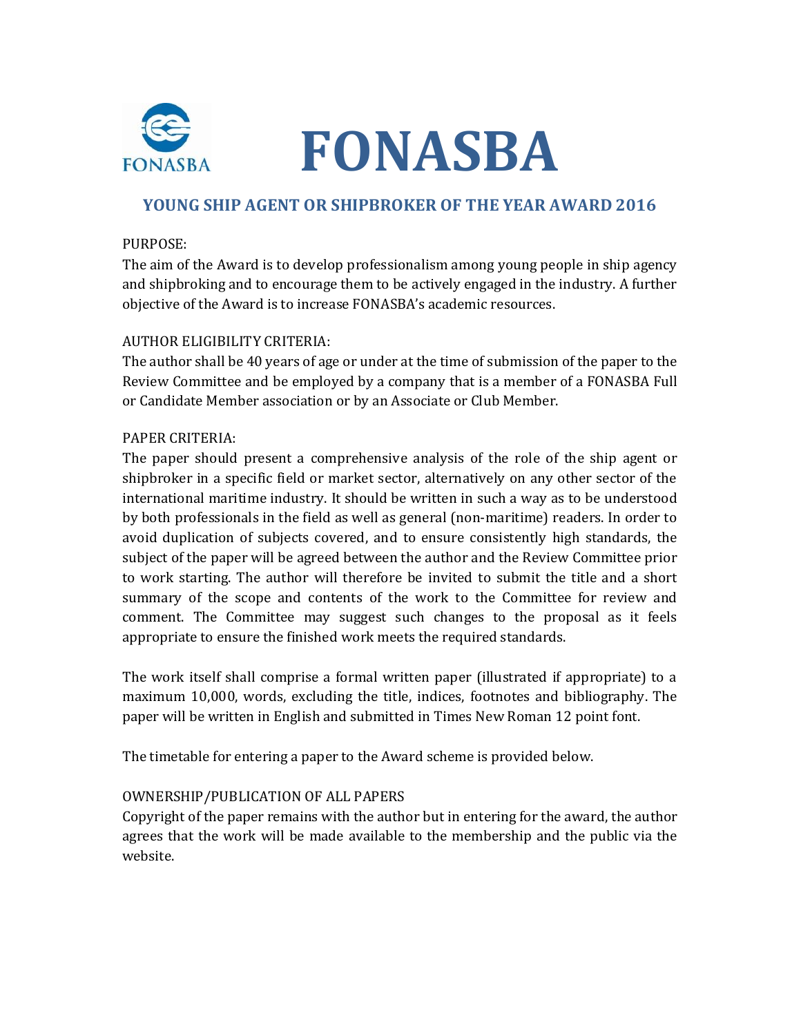# FONASBA

## YOUNG SHIP AGENT OR SHIPBROKER OF THE YEAR AWARD 2016

PURPOSE:

The aim of the Award is to develop professionalism among young people in ship agency and shipbroking and to encourage them to be actively engaged in the industry. A further objective of the Award is to increase FONASBA's academic resources.

AUTHOR ELIGIBILITY CRITERIA:

The author shall be 40 years of age or under at the time of submission of the paper to the Review Committee and be employed by a company that is a member of a FONASBA Full or Candidate Member association or by an Associate or Club Member.

PAPER CRITERIA:

The paper should present a comprehensive analysis of the role of the ship agent or shipbroker in a specific field or market sector, alternatively on any other sector of the international maritime industry. It should be written in such a way as to be understood by both professionals in the field as well as general (non-maritime) readers. In order to avoid duplication of subjects covered, and to ensure consistently high standards, the subject of the paper will be agreed between the author and the Review Committee prior to work starting. The author will therefore be invited to submit the title and a short summary of the scope and contents of the work to the Committee for review and comment. The Committee may suggest such changes to the proposal as it feels appropriate to ensure the finished work meets the required standards.

The work itself shall comprise a formal written paper (illustrated if appropriate) to a maximum 10,000, words, excluding the title, indices, footnotes and bibliography. The paper will be written in English and submitted in Times New Roman 12 point font.

The timetable for entering a paper to the Award scheme is provided below.

OWNERSHIP/PUBLICATION OF ALL PAPERS

Copyright of the paper remains with the author but in entering for the award, the author agrees that the work will be made available to the membership and the public via the website.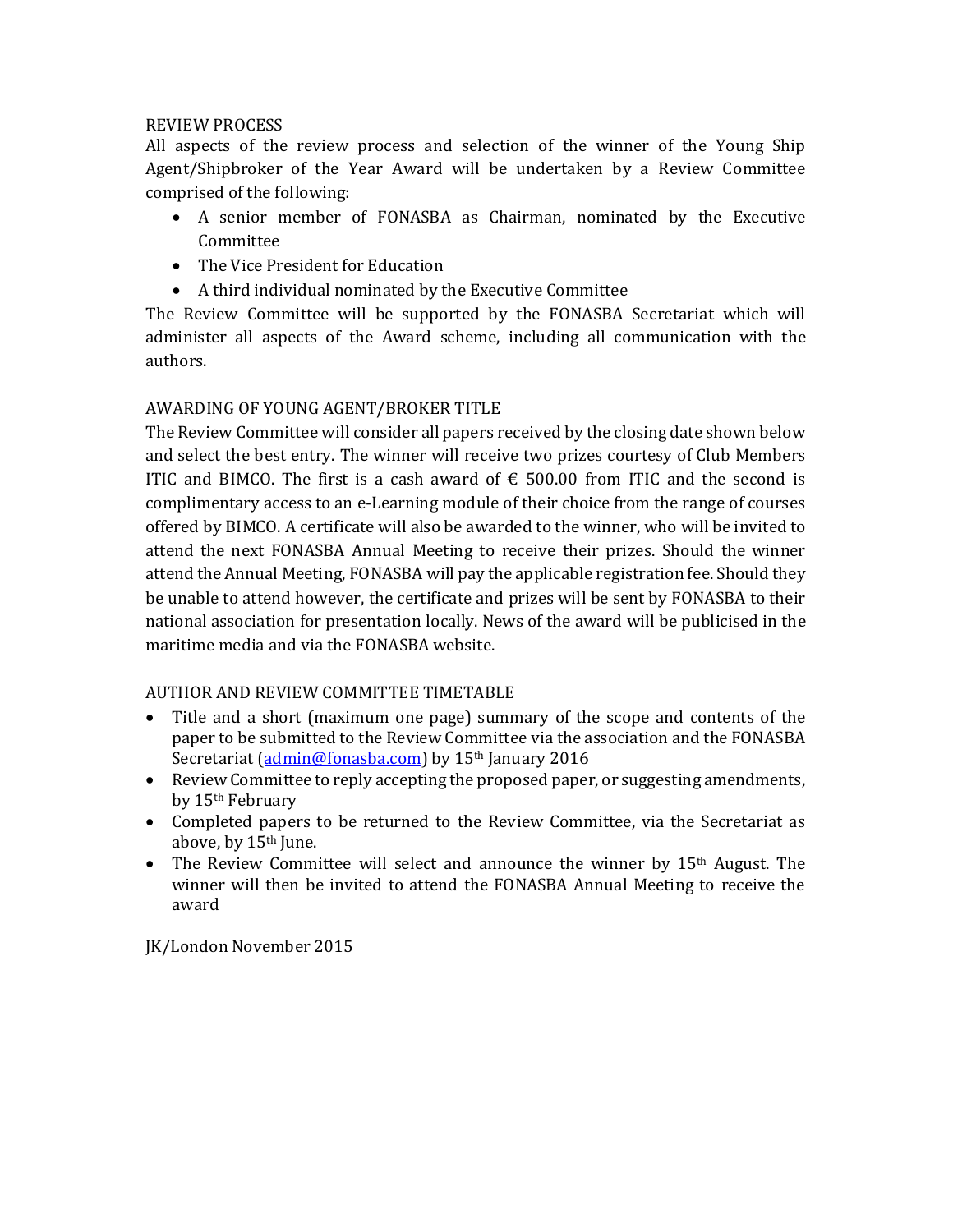## REVIEW PROCESS

All aspects of the review process and selection of the winner of the Young Ship Agent/Shipbroker of the Year Award will be undertaken by a Review Committee comprised of the following:

- A senior member of FONASBA as Chairman, nominated by the Executive Committee
- The Vice President for Education
- A third individual nominated by the Executive Committee

The Review Committee will be supported by the FONASBA Secretariat which will administer all aspects of the Award scheme, including all communication with the authors.

## AWARDING OF YOUNG AGENT/BROKER TITLE

The Review Committee will consider all papers received by the closing date shown below and select the best entry. The winner will receive two prizes courtesy of Club Members ITIC and BIMCO. The first is a cash award of € 500.00 from ITIC and the second is complimentary access to an e-Learning module of their choice from the range of courses offered by BIMCO. A certificate will also be awarded to the winner, who will be invited to attend the next FONASBA Annual Meeting to receive their prizes. Should the winner attend the Annual Meeting, FONASBA will pay the applicable registration fee. Should they be unable to attend however, the certificate and prizes will be sent by FONASBA to their national association for presentation locally. News of the award will be publicised in the maritime media and via the FONASBA website.

## AUTHOR AND REVIEW COMMITTEE TIMETABLE

- Title and a short (maximum one page) summary of the scope and contents of the paper to be submitted to the Review Committee via the association and the FONASBA Secretariat (admin@fonasba.com) by 15th January 2016
- Review Committee to reply accepting the proposed paper, or suggesting amendments, by 15th February
- Completed papers to be returned to the Review Committee, via the Secretariat as above, by 15th June.
- The Review Committee will select and announce the winner by 15th August. The winner will then be invited to attend the FONASBA Annual Meeting to receive the award

JK/London November 2015